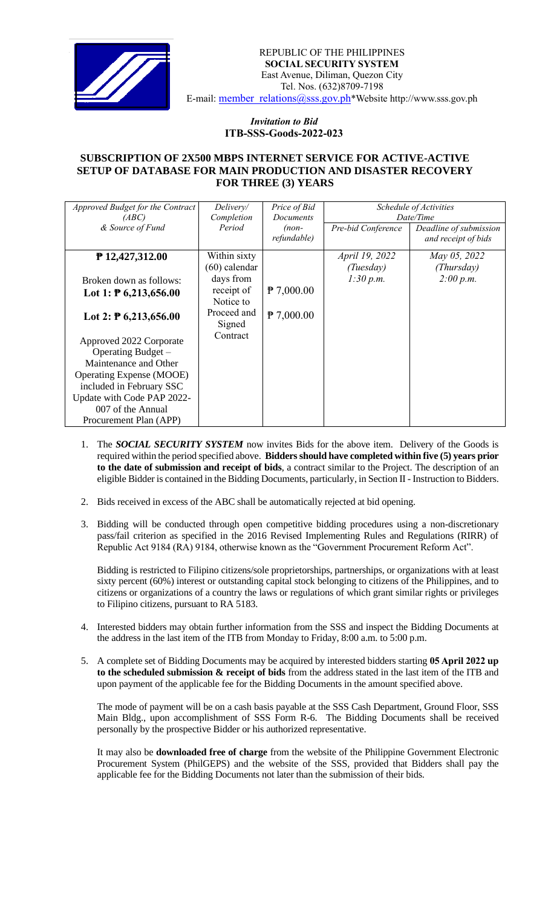REPUBLIC OF THE PHILIPPINES
**SOCIAL SECURITY SYSTEM**
East Avenue, Diliman, Quezon City
Tel. Nos. (632)8709-7198
E-mail: member_relations@sss.gov.ph*Website http://www.sss.gov.ph

*Invitation to Bid*
**ITB-SSS-Goods-2022-023**

## SUBSCRIPTION OF 2X500 MBPS INTERNET SERVICE FOR ACTIVE-ACTIVE SETUP OF DATABASE FOR MAIN PRODUCTION AND DISASTER RECOVERY FOR THREE (3) YEARS

| *Approved Budget for the Contract (ABC) & Source of Fund* | *Delivery/ Completion Period* | *Price of Bid Documents (non-refundable)* | *Schedule of Activities Date/Time* | |
|---|---|---|---|---|
| | | | *Pre-bid Conference* | *Deadline of submission and receipt of bids* |
| **₱ 12,427,312.00**<br><br>Broken down as follows:<br>**Lot 1: ₱ 6,213,656.00**<br><br>**Lot 2: ₱ 6,213,656.00**<br><br>Approved 2022 Corporate Operating Budget – Maintenance and Other Operating Expense (MOOE) included in February SSC Update with Code PAP 2022-007 of the Annual Procurement Plan (APP) | Within sixty (60) calendar days from receipt of Notice to Proceed and Signed Contract | <br><br><br>₱ 7,000.00<br><br>₱ 7,000.00 | *April 19, 2022 (Tuesday) 1:30 p.m.* | *May 05, 2022 (Thursday) 2:00 p.m.* |

1. The ***SOCIAL SECURITY SYSTEM*** now invites Bids for the above item. Delivery of the Goods is required within the period specified above. **Bidders should have completed within five (5) years prior to the date of submission and receipt of bids**, a contract similar to the Project. The description of an eligible Bidder is contained in the Bidding Documents, particularly, in Section II - Instruction to Bidders.

2. Bids received in excess of the ABC shall be automatically rejected at bid opening.

3. Bidding will be conducted through open competitive bidding procedures using a non-discretionary pass/fail criterion as specified in the 2016 Revised Implementing Rules and Regulations (RIRR) of Republic Act 9184 (RA) 9184, otherwise known as the "Government Procurement Reform Act".

   Bidding is restricted to Filipino citizens/sole proprietorships, partnerships, or organizations with at least sixty percent (60%) interest or outstanding capital stock belonging to citizens of the Philippines, and to citizens or organizations of a country the laws or regulations of which grant similar rights or privileges to Filipino citizens, pursuant to RA 5183.

4. Interested bidders may obtain further information from the SSS and inspect the Bidding Documents at the address in the last item of the ITB from Monday to Friday, 8:00 a.m. to 5:00 p.m.

5. A complete set of Bidding Documents may be acquired by interested bidders starting **05 April 2022 up to the scheduled submission & receipt of bids** from the address stated in the last item of the ITB and upon payment of the applicable fee for the Bidding Documents in the amount specified above.

   The mode of payment will be on a cash basis payable at the SSS Cash Department, Ground Floor, SSS Main Bldg., upon accomplishment of SSS Form R-6. The Bidding Documents shall be received personally by the prospective Bidder or his authorized representative.

   It may also be **downloaded free of charge** from the website of the Philippine Government Electronic Procurement System (PhilGEPS) and the website of the SSS, provided that Bidders shall pay the applicable fee for the Bidding Documents not later than the submission of their bids.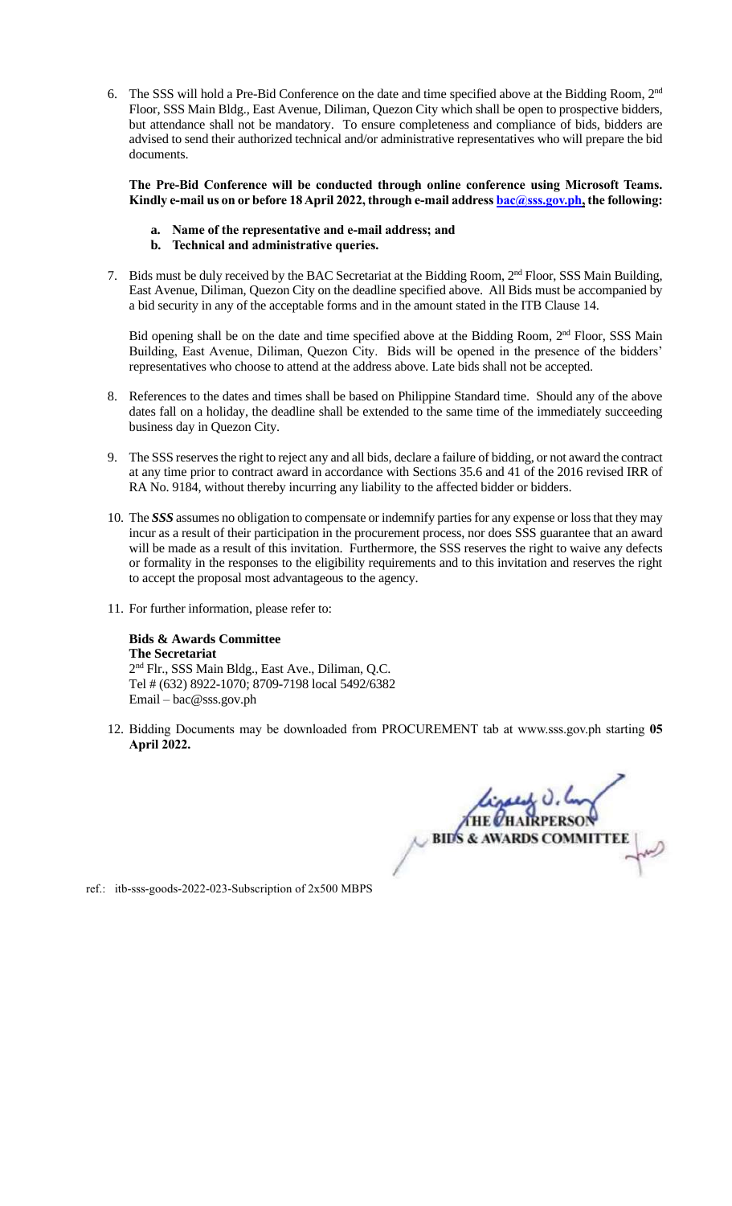6. The SSS will hold a Pre-Bid Conference on the date and time specified above at the Bidding Room, 2nd Floor, SSS Main Bldg., East Avenue, Diliman, Quezon City which shall be open to prospective bidders, but attendance shall not be mandatory. To ensure completeness and compliance of bids, bidders are advised to send their authorized technical and/or administrative representatives who will prepare the bid documents.

   **The Pre-Bid Conference will be conducted through online conference using Microsoft Teams. Kindly e-mail us on or before 18 April 2022, through e-mail address bac@sss.gov.ph, the following:**

   **a. Name of the representative and e-mail address; and**
   **b. Technical and administrative queries.**

7. Bids must be duly received by the BAC Secretariat at the Bidding Room, 2nd Floor, SSS Main Building, East Avenue, Diliman, Quezon City on the deadline specified above. All Bids must be accompanied by a bid security in any of the acceptable forms and in the amount stated in the ITB Clause 14.

   Bid opening shall be on the date and time specified above at the Bidding Room, 2nd Floor, SSS Main Building, East Avenue, Diliman, Quezon City. Bids will be opened in the presence of the bidders' representatives who choose to attend at the address above. Late bids shall not be accepted.

8. References to the dates and times shall be based on Philippine Standard time. Should any of the above dates fall on a holiday, the deadline shall be extended to the same time of the immediately succeeding business day in Quezon City.

9. The SSS reserves the right to reject any and all bids, declare a failure of bidding, or not award the contract at any time prior to contract award in accordance with Sections 35.6 and 41 of the 2016 revised IRR of RA No. 9184, without thereby incurring any liability to the affected bidder or bidders.

10. The ***SSS*** assumes no obligation to compensate or indemnify parties for any expense or loss that they may incur as a result of their participation in the procurement process, nor does SSS guarantee that an award will be made as a result of this invitation. Furthermore, the SSS reserves the right to waive any defects or formality in the responses to the eligibility requirements and to this invitation and reserves the right to accept the proposal most advantageous to the agency.

11. For further information, please refer to:

    **Bids & Awards Committee**
    **The Secretariat**
    2nd Flr., SSS Main Bldg., East Ave., Diliman, Q.C.
    Tel # (632) 8922-1070; 8709-7198 local 5492/6382
    Email – bac@sss.gov.ph

12. Bidding Documents may be downloaded from PROCUREMENT tab at www.sss.gov.ph starting **05 April 2022.**

**THE CHAIRPERSON**
**BIDS & AWARDS COMMITTEE**

ref.: itb-sss-goods-2022-023-Subscription of 2x500 MBPS